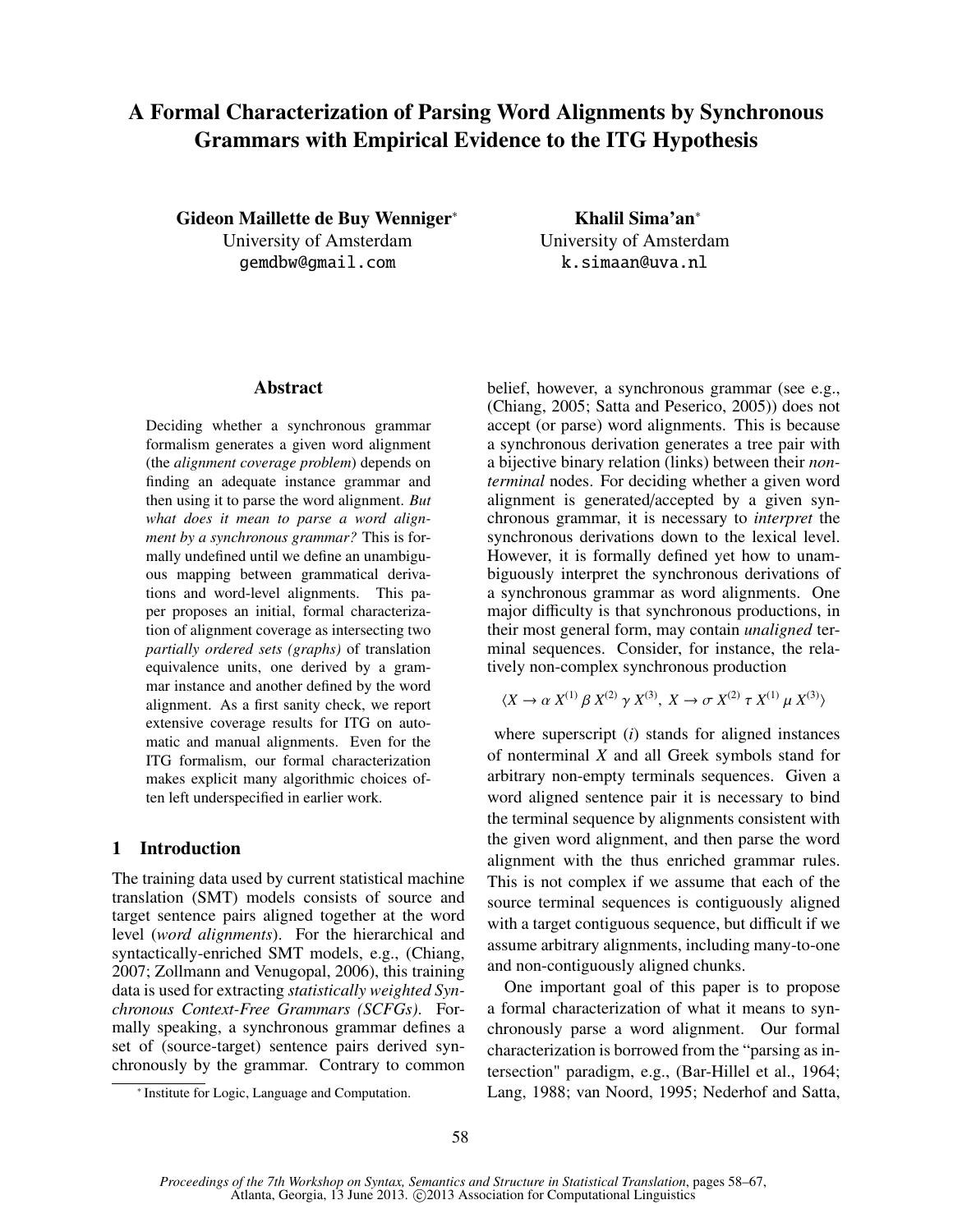# A Formal Characterization of Parsing Word Alignments by Synchronous Grammars with Empirical Evidence to the ITG Hypothesis

**Gideon Maillette de Buy Wenniger***
University of Amsterdam
gemdbw@gmail.com

**Khalil Sima'an***
University of Amsterdam
k.simaan@uva.nl

## Abstract

Deciding whether a synchronous grammar formalism generates a given word alignment (the *alignment coverage problem*) depends on finding an adequate instance grammar and then using it to parse the word alignment. *But what does it mean to parse a word alignment by a synchronous grammar?* This is formally undefined until we define an unambiguous mapping between grammatical derivations and word-level alignments. This paper proposes an initial, formal characterization of alignment coverage as intersecting two *partially ordered sets (graphs)* of translation equivalence units, one derived by a grammar instance and another defined by the word alignment. As a first sanity check, we report extensive coverage results for ITG on automatic and manual alignments. Even for the ITG formalism, our formal characterization makes explicit many algorithmic choices often left underspecified in earlier work.

## 1 Introduction

The training data used by current statistical machine translation (SMT) models consists of source and target sentence pairs aligned together at the word level (*word alignments*). For the hierarchical and syntactically-enriched SMT models, e.g., (Chiang, 2007; Zollmann and Venugopal, 2006), this training data is used for extracting *statistically weighted Synchronous Context-Free Grammars (SCFGs)*. Formally speaking, a synchronous grammar defines a set of (source-target) sentence pairs derived synchronously by the grammar. Contrary to common belief, however, a synchronous grammar (see e.g., (Chiang, 2005; Satta and Peserico, 2005)) does not accept (or parse) word alignments. This is because a synchronous derivation generates a tree pair with a bijective binary relation (links) between their *nonterminal* nodes. For deciding whether a given word alignment is generated/accepted by a given synchronous grammar, it is necessary to *interpret* the synchronous derivations down to the lexical level. However, it is formally defined yet how to unambiguously interpret the synchronous derivations of a synchronous grammar as word alignments. One major difficulty is that synchronous productions, in their most general form, may contain *unaligned* terminal sequences. Consider, for instance, the relatively non-complex synchronous production

$$\langle X \rightarrow \alpha\, X^{(1)}\, \beta\, X^{(2)}\, \gamma\, X^{(3)},\; X \rightarrow \sigma\, X^{(2)}\, \tau\, X^{(1)}\, \mu\, X^{(3)} \rangle$$

where superscript $(i)$ stands for aligned instances of nonterminal $X$ and all Greek symbols stand for arbitrary non-empty terminals sequences. Given a word aligned sentence pair it is necessary to bind the terminal sequence by alignments consistent with the given word alignment, and then parse the word alignment with the thus enriched grammar rules. This is not complex if we assume that each of the source terminal sequences is contiguously aligned with a target contiguous sequence, but difficult if we assume arbitrary alignments, including many-to-one and non-contiguously aligned chunks.

One important goal of this paper is to propose a formal characterization of what it means to synchronously parse a word alignment. Our formal characterization is borrowed from the "parsing as intersection" paradigm, e.g., (Bar-Hillel et al., 1964; Lang, 1988; van Noord, 1995; Nederhof and Satta,

* Institute for Logic, Language and Computation.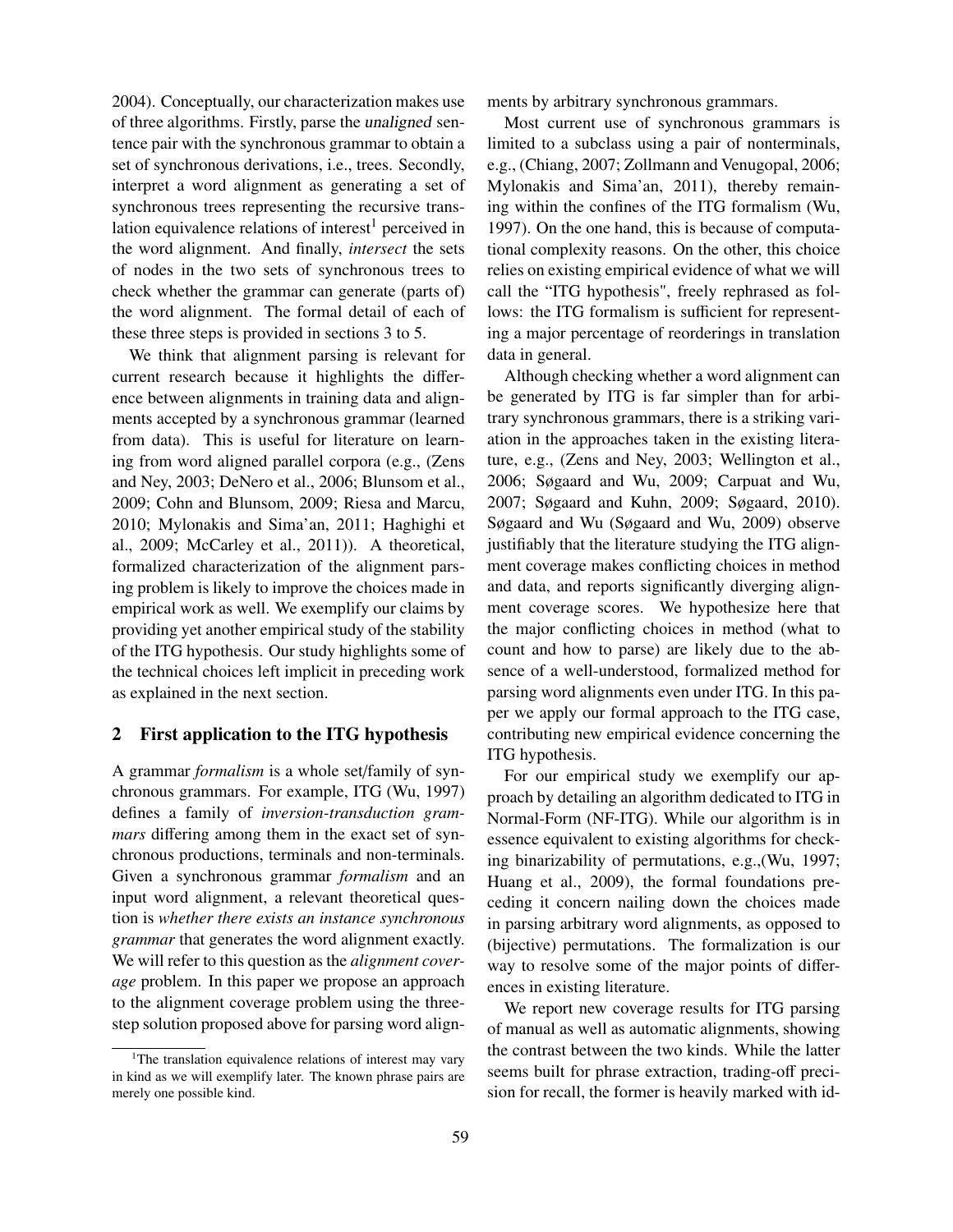2004). Conceptually, our characterization makes use of three algorithms. Firstly, parse the unaligned sentence pair with the synchronous grammar to obtain a set of synchronous derivations, i.e., trees. Secondly, interpret a word alignment as generating a set of synchronous trees representing the recursive translation equivalence relations of interest[1] perceived in the word alignment. And finally, *intersect* the sets of nodes in the two sets of synchronous trees to check whether the grammar can generate (parts of) the word alignment. The formal detail of each of these three steps is provided in sections 3 to 5.

We think that alignment parsing is relevant for current research because it highlights the difference between alignments in training data and alignments accepted by a synchronous grammar (learned from data). This is useful for literature on learning from word aligned parallel corpora (e.g., (Zens and Ney, 2003; DeNero et al., 2006; Blunsom et al., 2009; Cohn and Blunsom, 2009; Riesa and Marcu, 2010; Mylonakis and Sima'an, 2011; Haghighi et al., 2009; McCarley et al., 2011)). A theoretical, formalized characterization of the alignment parsing problem is likely to improve the choices made in empirical work as well. We exemplify our claims by providing yet another empirical study of the stability of the ITG hypothesis. Our study highlights some of the technical choices left implicit in preceding work as explained in the next section.

## 2 First application to the ITG hypothesis

A grammar *formalism* is a whole set/family of synchronous grammars. For example, ITG (Wu, 1997) defines a family of *inversion-transduction grammars* differing among them in the exact set of synchronous productions, terminals and non-terminals. Given a synchronous grammar *formalism* and an input word alignment, a relevant theoretical question is *whether there exists an instance synchronous grammar* that generates the word alignment exactly. We will refer to this question as the *alignment coverage* problem. In this paper we propose an approach to the alignment coverage problem using the three-step solution proposed above for parsing word alignments by arbitrary synchronous grammars.

Most current use of synchronous grammars is limited to a subclass using a pair of nonterminals, e.g., (Chiang, 2007; Zollmann and Venugopal, 2006; Mylonakis and Sima'an, 2011), thereby remaining within the confines of the ITG formalism (Wu, 1997). On the one hand, this is because of computational complexity reasons. On the other, this choice relies on existing empirical evidence of what we will call the "ITG hypothesis", freely rephrased as follows: the ITG formalism is sufficient for representing a major percentage of reorderings in translation data in general.

Although checking whether a word alignment can be generated by ITG is far simpler than for arbitrary synchronous grammars, there is a striking variation in the approaches taken in the existing literature, e.g., (Zens and Ney, 2003; Wellington et al., 2006; Søgaard and Wu, 2009; Carpuat and Wu, 2007; Søgaard and Kuhn, 2009; Søgaard, 2010). Søgaard and Wu (Søgaard and Wu, 2009) observe justifiably that the literature studying the ITG alignment coverage makes conflicting choices in method and data, and reports significantly diverging alignment coverage scores. We hypothesize here that the major conflicting choices in method (what to count and how to parse) are likely due to the absence of a well-understood, formalized method for parsing word alignments even under ITG. In this paper we apply our formal approach to the ITG case, contributing new empirical evidence concerning the ITG hypothesis.

For our empirical study we exemplify our approach by detailing an algorithm dedicated to ITG in Normal-Form (NF-ITG). While our algorithm is in essence equivalent to existing algorithms for checking binarizability of permutations, e.g.,(Wu, 1997; Huang et al., 2009), the formal foundations preceding it concern nailing down the choices made in parsing arbitrary word alignments, as opposed to (bijective) permutations. The formalization is our way to resolve some of the major points of differences in existing literature.

We report new coverage results for ITG parsing of manual as well as automatic alignments, showing the contrast between the two kinds. While the latter seems built for phrase extraction, trading-off precision for recall, the former is heavily marked with id-

[1] The translation equivalence relations of interest may vary in kind as we will exemplify later. The known phrase pairs are merely one possible kind.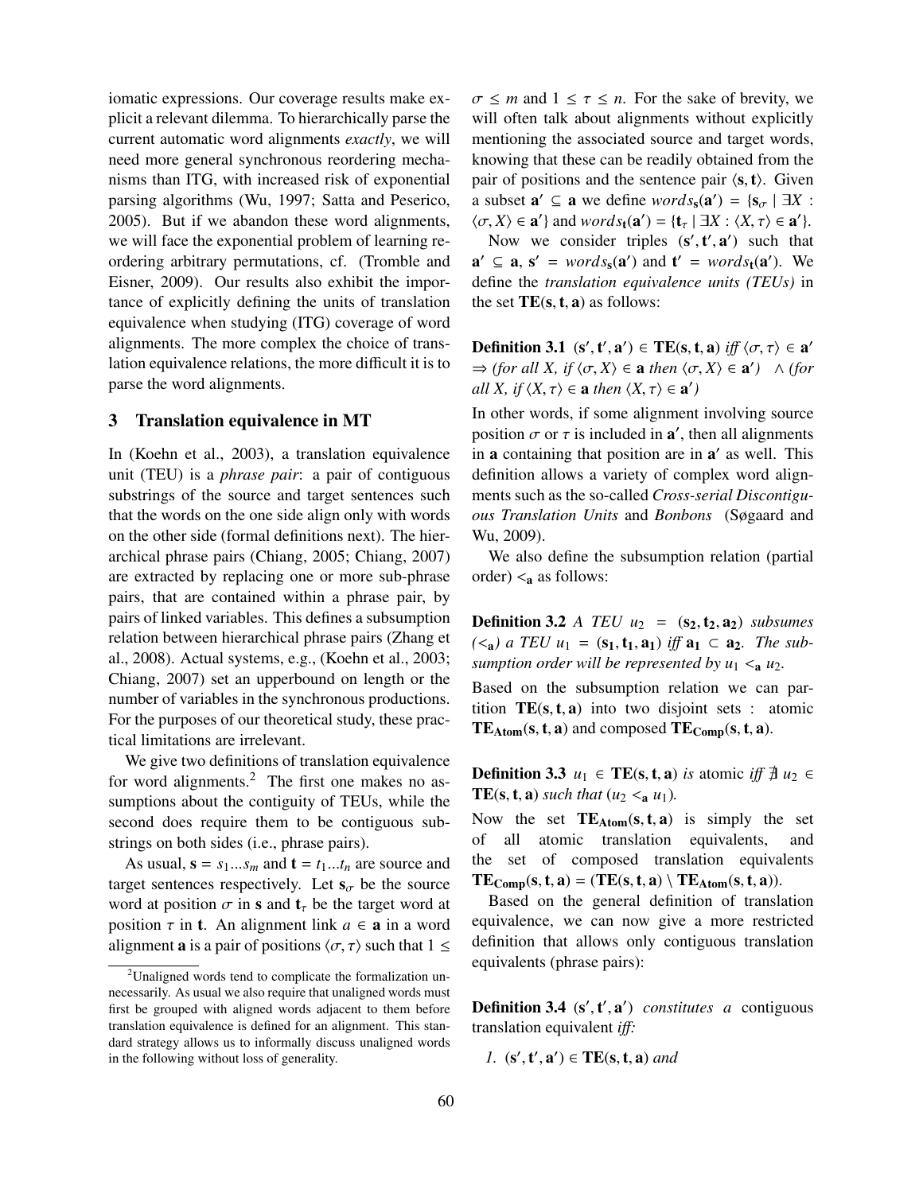iomatic expressions. Our coverage results make explicit a relevant dilemma. To hierarchically parse the current automatic word alignments *exactly*, we will need more general synchronous reordering mechanisms than ITG, with increased risk of exponential parsing algorithms (Wu, 1997; Satta and Peserico, 2005). But if we abandon these word alignments, we will face the exponential problem of learning reordering arbitrary permutations, cf. (Tromble and Eisner, 2009). Our results also exhibit the importance of explicitly defining the units of translation equivalence when studying (ITG) coverage of word alignments. The more complex the choice of translation equivalence relations, the more difficult it is to parse the word alignments.

## 3 Translation equivalence in MT

In (Koehn et al., 2003), a translation equivalence unit (TEU) is a *phrase pair*: a pair of contiguous substrings of the source and target sentences such that the words on the one side align only with words on the other side (formal definitions next). The hierarchical phrase pairs (Chiang, 2005; Chiang, 2007) are extracted by replacing one or more sub-phrase pairs, that are contained within a phrase pair, by pairs of linked variables. This defines a subsumption relation between hierarchical phrase pairs (Zhang et al., 2008). Actual systems, e.g., (Koehn et al., 2003; Chiang, 2007) set an upperbound on length or the number of variables in the synchronous productions. For the purposes of our theoretical study, these practical limitations are irrelevant.

We give two definitions of translation equivalence for word alignments.[2] The first one makes no assumptions about the contiguity of TEUs, while the second does require them to be contiguous substrings on both sides (i.e., phrase pairs).

As usual, $\mathbf{s} = s_1 ... s_m$ and $\mathbf{t} = t_1 ... t_n$ are source and target sentences respectively. Let $\mathbf{s}_\sigma$ be the source word at position $\sigma$ in $\mathbf{s}$ and $\mathbf{t}_\tau$ be the target word at position $\tau$ in $\mathbf{t}$. An alignment link $a \in \mathbf{a}$ in a word alignment $\mathbf{a}$ is a pair of positions $\langle \sigma, \tau \rangle$ such that $1 \leq \sigma \leq m$ and $1 \leq \tau \leq n$. For the sake of brevity, we will often talk about alignments without explicitly mentioning the associated source and target words, knowing that these can be readily obtained from the pair of positions and the sentence pair $\langle \mathbf{s}, \mathbf{t} \rangle$. Given a subset $\mathbf{a}' \subseteq \mathbf{a}$ we define $words_{\mathbf{s}}(\mathbf{a}') = \{\mathbf{s}_\sigma \mid \exists X : \langle \sigma, X \rangle \in \mathbf{a}'\}$ and $words_{\mathbf{t}}(\mathbf{a}') = \{\mathbf{t}_\tau \mid \exists X : \langle X, \tau \rangle \in \mathbf{a}'\}$.

Now we consider triples $(\mathbf{s}', \mathbf{t}', \mathbf{a}')$ such that $\mathbf{a}' \subseteq \mathbf{a}$, $\mathbf{s}' = words_{\mathbf{s}}(\mathbf{a}')$ and $\mathbf{t}' = words_{\mathbf{t}}(\mathbf{a}')$. We define the *translation equivalence units (TEUs)* in the set $\mathbf{TE}(\mathbf{s}, \mathbf{t}, \mathbf{a})$ as follows:

**Definition 3.1** $(\mathbf{s}', \mathbf{t}', \mathbf{a}') \in \mathbf{TE}(\mathbf{s}, \mathbf{t}, \mathbf{a})$ *iff* $\langle \sigma, \tau \rangle \in \mathbf{a}'$ $\Rightarrow$ *(for all X, if* $\langle \sigma, X \rangle \in \mathbf{a}$ *then* $\langle \sigma, X \rangle \in \mathbf{a}'$*)* $\wedge$ *(for all X, if* $\langle X, \tau \rangle \in \mathbf{a}$ *then* $\langle X, \tau \rangle \in \mathbf{a}'$*)*

In other words, if some alignment involving source position $\sigma$ or $\tau$ is included in $\mathbf{a}'$, then all alignments in $\mathbf{a}$ containing that position are in $\mathbf{a}'$ as well. This definition allows a variety of complex word alignments such as the so-called *Cross-serial Discontiguous Translation Units* and *Bonbons* (Søgaard and Wu, 2009).

We also define the subsumption relation (partial order) $<_{\mathbf{a}}$ as follows:

**Definition 3.2** *A TEU* $u_2 = (\mathbf{s_2}, \mathbf{t_2}, \mathbf{a_2})$ *subsumes* ($<_{\mathbf{a}}$) *a TEU* $u_1 = (\mathbf{s_1}, \mathbf{t_1}, \mathbf{a_1})$ *iff* $\mathbf{a_1} \subset \mathbf{a_2}$. *The subsumption order will be represented by* $u_1 <_{\mathbf{a}} u_2$.

Based on the subsumption relation we can partition $\mathbf{TE}(\mathbf{s}, \mathbf{t}, \mathbf{a})$ into two disjoint sets : atomic $\mathbf{TE_{Atom}}(\mathbf{s}, \mathbf{t}, \mathbf{a})$ and composed $\mathbf{TE_{Comp}}(\mathbf{s}, \mathbf{t}, \mathbf{a})$.

**Definition 3.3** $u_1 \in \mathbf{TE}(\mathbf{s}, \mathbf{t}, \mathbf{a})$ *is* atomic *iff* $\nexists\, u_2 \in \mathbf{TE}(\mathbf{s}, \mathbf{t}, \mathbf{a})$ *such that* $(u_2 <_{\mathbf{a}} u_1)$.

Now the set $\mathbf{TE_{Atom}}(\mathbf{s}, \mathbf{t}, \mathbf{a})$ is simply the set of all atomic translation equivalents, and the set of composed translation equivalents $\mathbf{TE_{Comp}}(\mathbf{s}, \mathbf{t}, \mathbf{a}) = (\mathbf{TE}(\mathbf{s}, \mathbf{t}, \mathbf{a}) \setminus \mathbf{TE_{Atom}}(\mathbf{s}, \mathbf{t}, \mathbf{a}))$.

Based on the general definition of translation equivalence, we can now give a more restricted definition that allows only contiguous translation equivalents (phrase pairs):

**Definition 3.4** $(\mathbf{s}', \mathbf{t}', \mathbf{a}')$ *constitutes a* contiguous translation equivalent *iff:*

*1.* $(\mathbf{s}', \mathbf{t}', \mathbf{a}') \in \mathbf{TE}(\mathbf{s}, \mathbf{t}, \mathbf{a})$ *and*

[2] Unaligned words tend to complicate the formalization unnecessarily. As usual we also require that unaligned words must first be grouped with aligned words adjacent to them before translation equivalence is defined for an alignment. This standard strategy allows us to informally discuss unaligned words in the following without loss of generality.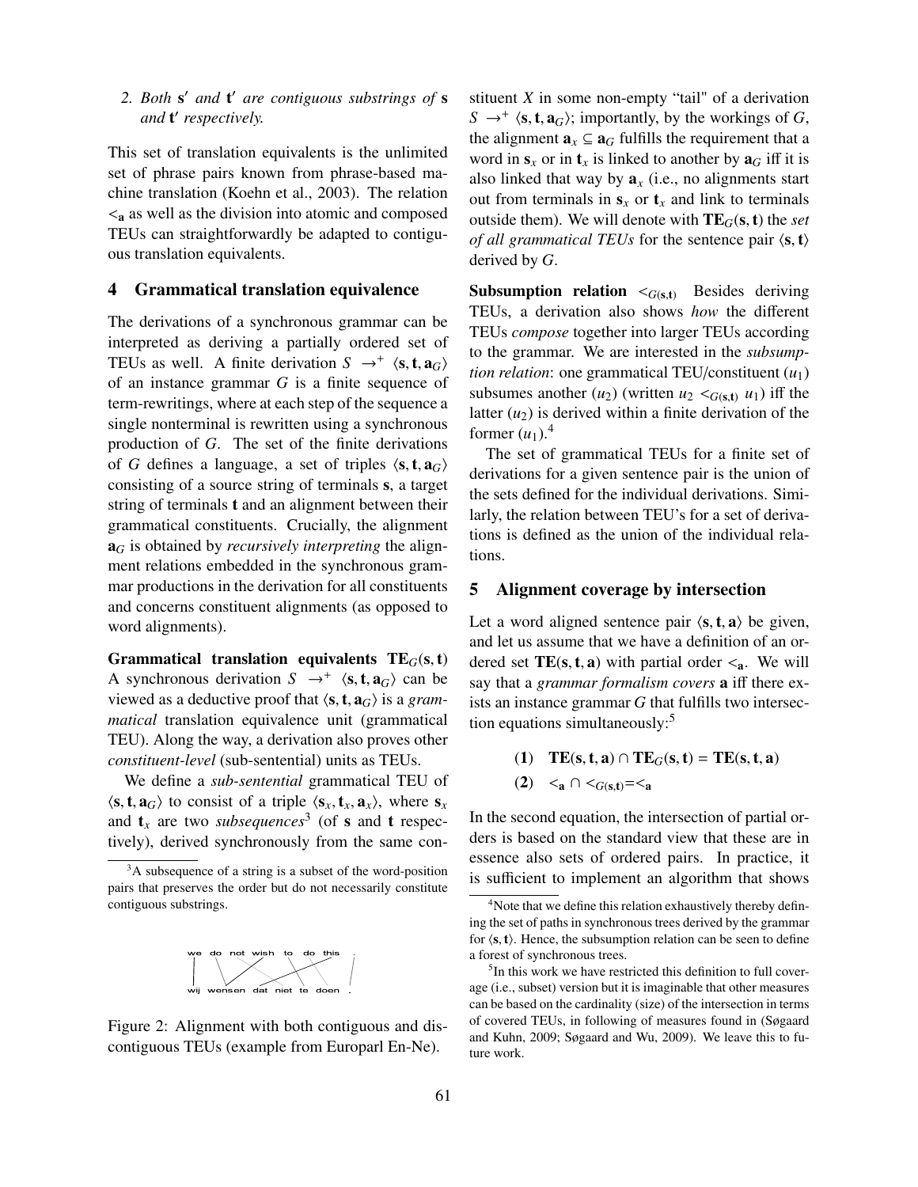2. *Both* $\mathbf{s}'$ *and* $\mathbf{t}'$ *are contiguous substrings of* $\mathbf{s}$ *and* $\mathbf{t}'$ *respectively.*

This set of translation equivalents is the unlimited set of phrase pairs known from phrase-based machine translation (Koehn et al., 2003). The relation $<_{\mathbf{a}}$ as well as the division into atomic and composed TEUs can straightforwardly be adapted to contiguous translation equivalents.

## 4 Grammatical translation equivalence

The derivations of a synchronous grammar can be interpreted as deriving a partially ordered set of TEUs as well. A finite derivation $S \rightarrow^{+} \langle \mathbf{s}, \mathbf{t}, \mathbf{a}_G \rangle$ of an instance grammar $G$ is a finite sequence of term-rewritings, where at each step of the sequence a single nonterminal is rewritten using a synchronous production of $G$. The set of the finite derivations of $G$ defines a language, a set of triples $\langle \mathbf{s}, \mathbf{t}, \mathbf{a}_G \rangle$ consisting of a source string of terminals $\mathbf{s}$, a target string of terminals $\mathbf{t}$ and an alignment between their grammatical constituents. Crucially, the alignment $\mathbf{a}_G$ is obtained by *recursively interpreting* the alignment relations embedded in the synchronous grammar productions in the derivation for all constituents and concerns constituent alignments (as opposed to word alignments).

**Grammatical translation equivalents $\mathbf{TE}_G(\mathbf{s}, \mathbf{t})$** A synchronous derivation $S \rightarrow^{+} \langle \mathbf{s}, \mathbf{t}, \mathbf{a}_G \rangle$ can be viewed as a deductive proof that $\langle \mathbf{s}, \mathbf{t}, \mathbf{a}_G \rangle$ is a *grammatical* translation equivalence unit (grammatical TEU). Along the way, a derivation also proves other *constituent-level* (sub-sentential) units as TEUs.

We define a *sub-sentential* grammatical TEU of $\langle \mathbf{s}, \mathbf{t}, \mathbf{a}_G \rangle$ to consist of a triple $\langle \mathbf{s}_x, \mathbf{t}_x, \mathbf{a}_x \rangle$, where $\mathbf{s}_x$ and $\mathbf{t}_x$ are two *subsequences*[3] (of $\mathbf{s}$ and $\mathbf{t}$ respectively), derived synchronously from the same constituent $X$ in some non-empty "tail" of a derivation $S \rightarrow^{+} \langle \mathbf{s}, \mathbf{t}, \mathbf{a}_G \rangle$; importantly, by the workings of $G$, the alignment $\mathbf{a}_x \subseteq \mathbf{a}_G$ fulfills the requirement that a word in $\mathbf{s}_x$ or in $\mathbf{t}_x$ is linked to another by $\mathbf{a}_G$ iff it is also linked that way by $\mathbf{a}_x$ (i.e., no alignments start out from terminals in $\mathbf{s}_x$ or $\mathbf{t}_x$ and link to terminals outside them). We will denote with $\mathbf{TE}_G(\mathbf{s}, \mathbf{t})$ the *set of all grammatical TEUs* for the sentence pair $\langle \mathbf{s}, \mathbf{t} \rangle$ derived by $G$.

**Subsumption relation $<_{G(\mathbf{s},\mathbf{t})}$** Besides deriving TEUs, a derivation also shows *how* the different TEUs *compose* together into larger TEUs according to the grammar. We are interested in the *subsumption relation*: one grammatical TEU/constituent ($u_1$) subsumes another ($u_2$) (written $u_2 <_{G(\mathbf{s},\mathbf{t})} u_1$) iff the latter ($u_2$) is derived within a finite derivation of the former ($u_1$).[4]

The set of grammatical TEUs for a finite set of derivations for a given sentence pair is the union of the sets defined for the individual derivations. Similarly, the relation between TEU's for a set of derivations is defined as the union of the individual relations.

## 5 Alignment coverage by intersection

Let a word aligned sentence pair $\langle \mathbf{s}, \mathbf{t}, \mathbf{a} \rangle$ be given, and let us assume that we have a definition of an ordered set $\mathbf{TE}(\mathbf{s}, \mathbf{t}, \mathbf{a})$ with partial order $<_{\mathbf{a}}$. We will say that a *grammar formalism covers* $\mathbf{a}$ iff there exists an instance grammar $G$ that fulfills two intersection equations simultaneously:[5]

$$(1) \quad \mathbf{TE}(\mathbf{s}, \mathbf{t}, \mathbf{a}) \cap \mathbf{TE}_G(\mathbf{s}, \mathbf{t}) = \mathbf{TE}(\mathbf{s}, \mathbf{t}, \mathbf{a})$$

$$(2) \quad <_{\mathbf{a}} \cap <_{G(\mathbf{s},\mathbf{t})} = <_{\mathbf{a}}$$

In the second equation, the intersection of partial orders is based on the standard view that these are in essence also sets of ordered pairs. In practice, it is sufficient to implement an algorithm that shows

Figure 2: Alignment with both contiguous and discontiguous TEUs (example from Europarl En-Ne).

[3] A subsequence of a string is a subset of the word-position pairs that preserves the order but do not necessarily constitute contiguous substrings.

[4] Note that we define this relation exhaustively thereby defining the set of paths in synchronous trees derived by the grammar for $\langle \mathbf{s}, \mathbf{t} \rangle$. Hence, the subsumption relation can be seen to define a forest of synchronous trees.

[5] In this work we have restricted this definition to full coverage (i.e., subset) version but it is imaginable that other measures can be based on the cardinality (size) of the intersection in terms of covered TEUs, in following of measures found in (Søgaard and Kuhn, 2009; Søgaard and Wu, 2009). We leave this to future work.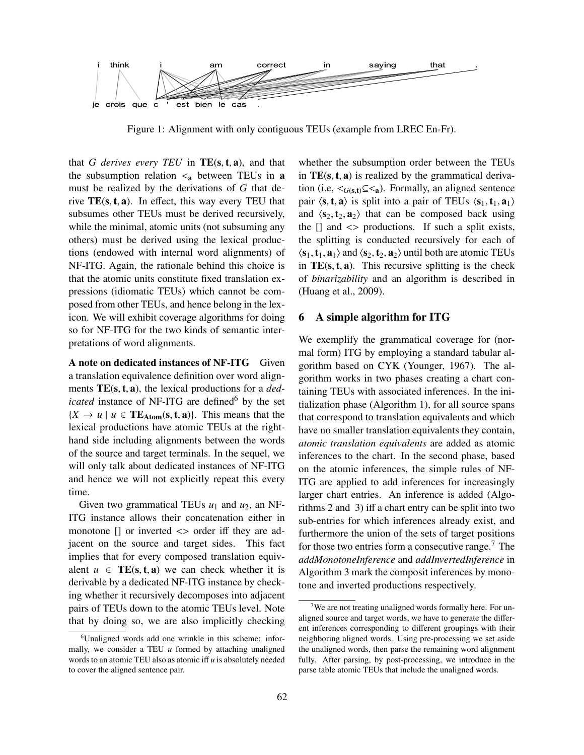i think i am correct in saying that .

je crois que c ' est bien le cas .

Figure 1: Alignment with only contiguous TEUs (example from LREC En-Fr).

that $G$ *derives every TEU* in $\mathbf{TE}(\mathbf{s}, \mathbf{t}, \mathbf{a})$, and that the subsumption relation $<_{\mathbf{a}}$ between TEUs in $\mathbf{a}$ must be realized by the derivations of $G$ that derive $\mathbf{TE}(\mathbf{s}, \mathbf{t}, \mathbf{a})$. In effect, this way every TEU that subsumes other TEUs must be derived recursively, while the minimal, atomic units (not subsuming any others) must be derived using the lexical productions (endowed with internal word alignments) of NF-ITG. Again, the rationale behind this choice is that the atomic units constitute fixed translation expressions (idiomatic TEUs) which cannot be composed from other TEUs, and hence belong in the lexicon. We will exhibit coverage algorithms for doing so for NF-ITG for the two kinds of semantic interpretations of word alignments.

**A note on dedicated instances of NF-ITG** Given a translation equivalence definition over word alignments $\mathbf{TE}(\mathbf{s}, \mathbf{t}, \mathbf{a})$, the lexical productions for a *dedicated* instance of NF-ITG are defined[6] by the set $\{X \rightarrow u \mid u \in \mathbf{TE_{Atom}}(\mathbf{s}, \mathbf{t}, \mathbf{a})\}$. This means that the lexical productions have atomic TEUs at the right-hand side including alignments between the words of the source and target terminals. In the sequel, we will only talk about dedicated instances of NF-ITG and hence we will not explicitly repeat this every time.

Given two grammatical TEUs $u_1$ and $u_2$, an NF-ITG instance allows their concatenation either in monotone [] or inverted <> order iff they are adjacent on the source and target sides. This fact implies that for every composed translation equivalent $u \in \mathbf{TE}(\mathbf{s}, \mathbf{t}, \mathbf{a})$ we can check whether it is derivable by a dedicated NF-ITG instance by checking whether it recursively decomposes into adjacent pairs of TEUs down to the atomic TEUs level. Note that by doing so, we are also implicitly checking whether the subsumption order between the TEUs in $\mathbf{TE}(\mathbf{s}, \mathbf{t}, \mathbf{a})$ is realized by the grammatical derivation (i.e, $<_{G(\mathbf{s},\mathbf{t})} \subseteq <_{\mathbf{a}}$). Formally, an aligned sentence pair $\langle \mathbf{s}, \mathbf{t}, \mathbf{a} \rangle$ is split into a pair of TEUs $\langle \mathbf{s}_1, \mathbf{t}_1, \mathbf{a}_1 \rangle$ and $\langle \mathbf{s}_2, \mathbf{t}_2, \mathbf{a}_2 \rangle$ that can be composed back using the [] and <> productions. If such a split exists, the splitting is conducted recursively for each of $\langle \mathbf{s}_1, \mathbf{t}_1, \mathbf{a}_1 \rangle$ and $\langle \mathbf{s}_2, \mathbf{t}_2, \mathbf{a}_2 \rangle$ until both are atomic TEUs in $\mathbf{TE}(\mathbf{s}, \mathbf{t}, \mathbf{a})$. This recursive splitting is the check of *binarizability* and an algorithm is described in (Huang et al., 2009).

## 6 A simple algorithm for ITG

We exemplify the grammatical coverage for (normal form) ITG by employing a standard tabular algorithm based on CYK (Younger, 1967). The algorithm works in two phases creating a chart containing TEUs with associated inferences. In the initialization phase (Algorithm 1), for all source spans that correspond to translation equivalents and which have no smaller translation equivalents they contain, *atomic translation equivalents* are added as atomic inferences to the chart. In the second phase, based on the atomic inferences, the simple rules of NF-ITG are applied to add inferences for increasingly larger chart entries. An inference is added (Algorithms 2 and 3) iff a chart entry can be split into two sub-entries for which inferences already exist, and furthermore the union of the sets of target positions for those two entries form a consecutive range.[7] The *addMonotoneInference* and *addInvertedInference* in Algorithm 3 mark the composit inferences by monotone and inverted productions respectively.

[6] Unaligned words add one wrinkle in this scheme: informally, we consider a TEU $u$ formed by attaching unaligned words to an atomic TEU also as atomic iff $u$ is absolutely needed to cover the aligned sentence pair.

[7] We are not treating unaligned words formally here. For unaligned source and target words, we have to generate the different inferences corresponding to different groupings with their neighboring aligned words. Using pre-processing we set aside the unaligned words, then parse the remaining word alignment fully. After parsing, by post-processing, we introduce in the parse table atomic TEUs that include the unaligned words.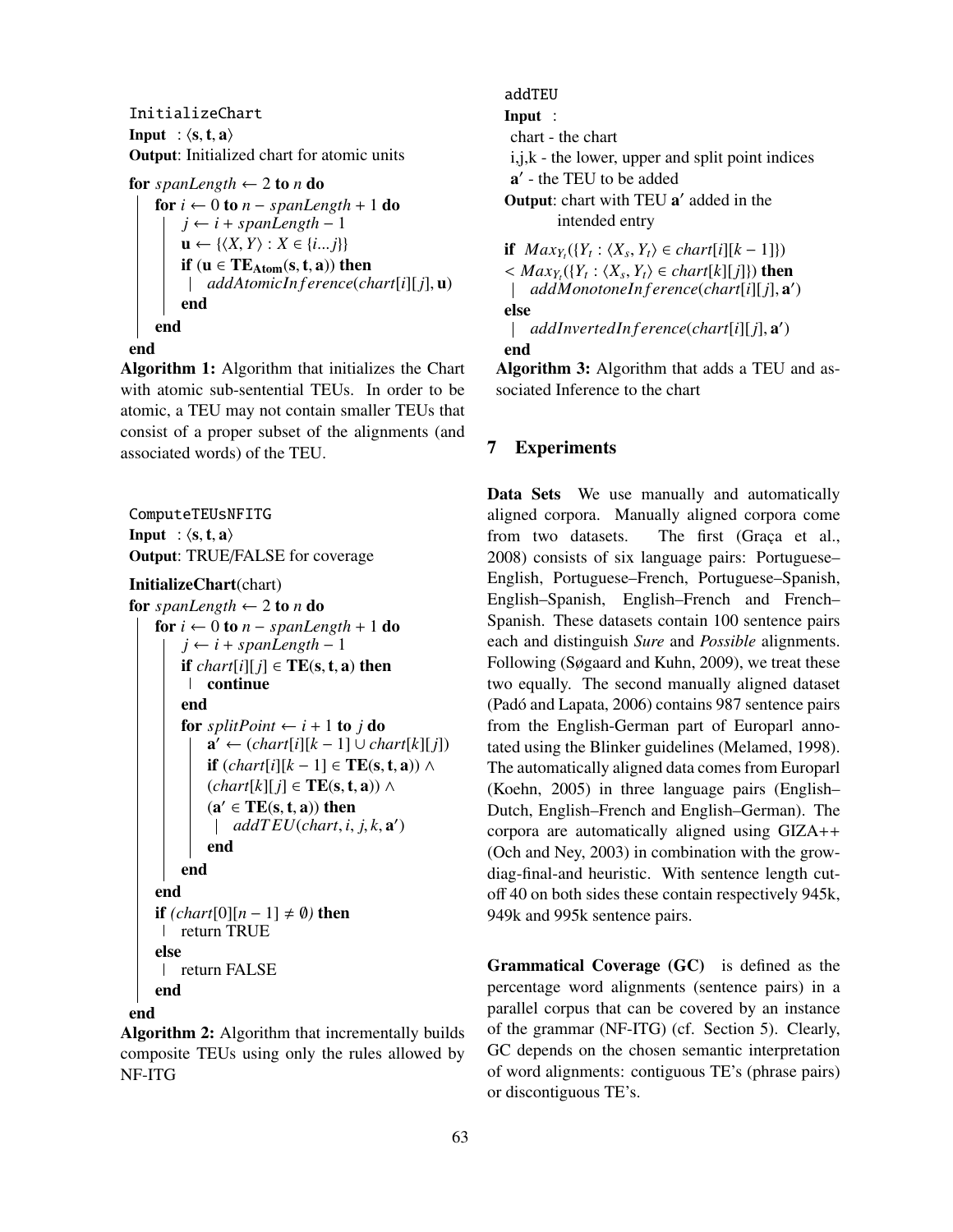```
InitializeChart
Input  : ⟨s, t, a⟩
Output: Initialized chart for atomic units

for spanLength ← 2 to n do
    for i ← 0 to n − spanLength + 1 do
        j ← i + spanLength − 1
        u ← {⟨X, Y⟩ : X ∈ {i...j}}
        if (u ∈ TE_Atom(s, t, a)) then
            addAtomicInference(chart[i][j], u)
        end
    end
end
```

**Algorithm 1:** Algorithm that initializes the Chart with atomic sub-sentential TEUs. In order to be atomic, a TEU may not contain smaller TEUs that consist of a proper subset of the alignments (and associated words) of the TEU.

```
ComputeTEUsNFITG
Input  : ⟨s, t, a⟩
Output: TRUE/FALSE for coverage

InitializeChart(chart)
for spanLength ← 2 to n do
    for i ← 0 to n − spanLength + 1 do
        j ← i + spanLength − 1
        if chart[i][j] ∈ TE(s, t, a) then
            continue
        end
        for splitPoint ← i + 1 to j do
            a′ ← (chart[i][k − 1] ∪ chart[k][j])
            if (chart[i][k − 1] ∈ TE(s, t, a)) ∧
            (chart[k][j] ∈ TE(s, t, a)) ∧
            (a′ ∈ TE(s, t, a)) then
                addTEU(chart, i, j, k, a′)
            end
        end
    end
    if (chart[0][n − 1] ≠ ∅) then
        return TRUE
    else
        return FALSE
    end
end
```

**Algorithm 2:** Algorithm that incrementally builds composite TEUs using only the rules allowed by NF-ITG

```
addTEU
Input  :
 chart - the chart
 i,j,k - the lower, upper and split point indices
 a′ - the TEU to be added
Output: chart with TEU a′ added in the
        intended entry

if Max_{Y_t}({Y_t : ⟨X_s, Y_t⟩ ∈ chart[i][k − 1]})
< Max_{Y_t}({Y_t : ⟨X_s, Y_t⟩ ∈ chart[k][j]}) then
    addMonotoneInference(chart[i][j], a′)
else
    addInvertedInference(chart[i][j], a′)
end
```

**Algorithm 3:** Algorithm that adds a TEU and associated Inference to the chart

## 7 Experiments

**Data Sets** We use manually and automatically aligned corpora. Manually aligned corpora come from two datasets. The first (Graça et al., 2008) consists of six language pairs: Portuguese–English, Portuguese–French, Portuguese–Spanish, English–Spanish, English–French and French–Spanish. These datasets contain 100 sentence pairs each and distinguish *Sure* and *Possible* alignments. Following (Søgaard and Kuhn, 2009), we treat these two equally. The second manually aligned dataset (Padó and Lapata, 2006) contains 987 sentence pairs from the English-German part of Europarl annotated using the Blinker guidelines (Melamed, 1998). The automatically aligned data comes from Europarl (Koehn, 2005) in three language pairs (English–Dutch, English–French and English–German). The corpora are automatically aligned using GIZA++ (Och and Ney, 2003) in combination with the grow-diag-final-and heuristic. With sentence length cutoff 40 on both sides these contain respectively 945k, 949k and 995k sentence pairs.

**Grammatical Coverage (GC)** is defined as the percentage word alignments (sentence pairs) in a parallel corpus that can be covered by an instance of the grammar (NF-ITG) (cf. Section 5). Clearly, GC depends on the chosen semantic interpretation of word alignments: contiguous TE's (phrase pairs) or discontiguous TE's.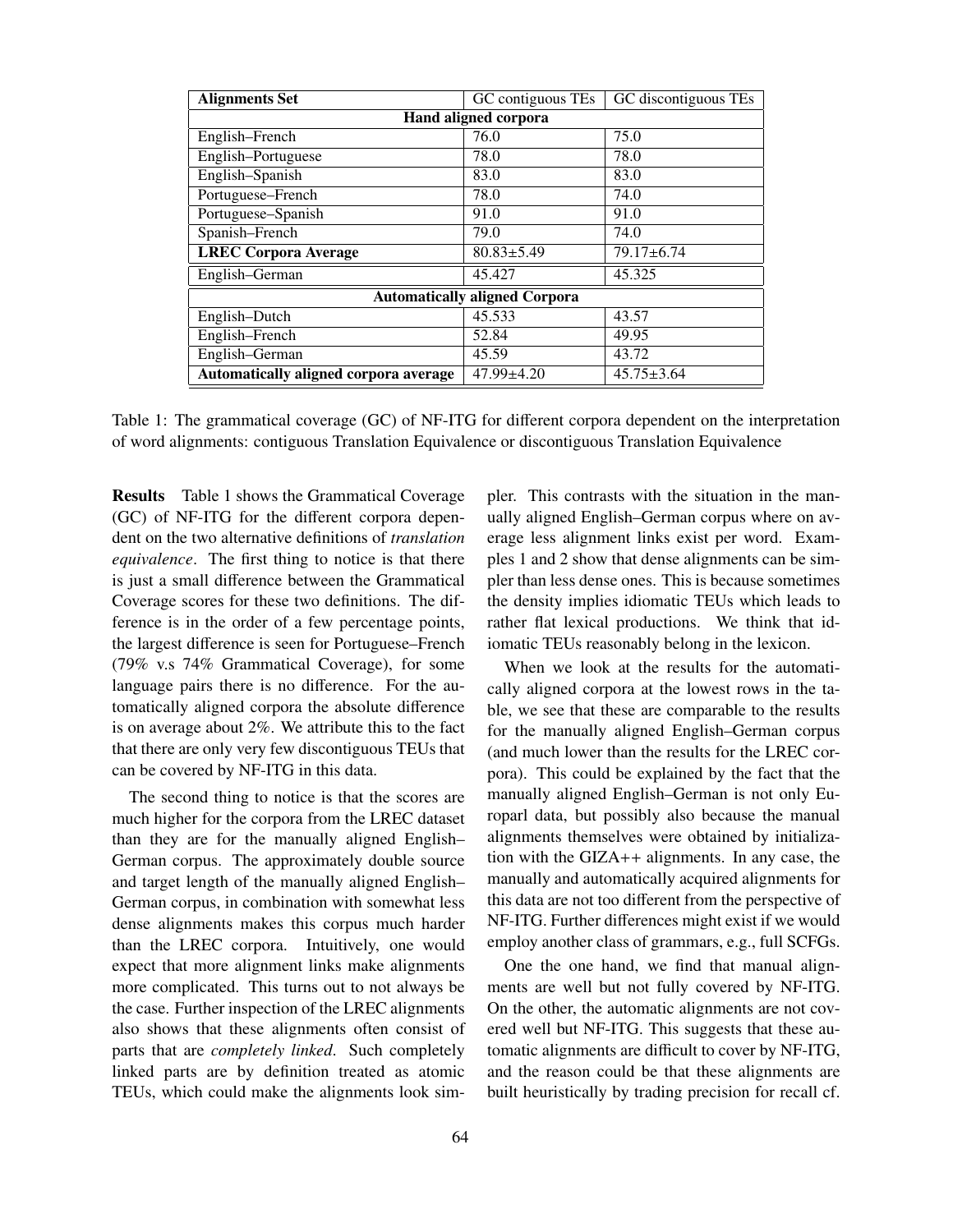| Alignments Set | GC contiguous TEs | GC discontiguous TEs |
|---|---|---|
| **Hand aligned corpora** | | |
| English–French | 76.0 | 75.0 |
| English–Portuguese | 78.0 | 78.0 |
| English–Spanish | 83.0 | 83.0 |
| Portuguese–French | 78.0 | 74.0 |
| Portuguese–Spanish | 91.0 | 91.0 |
| Spanish–French | 79.0 | 74.0 |
| **LREC Corpora Average** | 80.83±5.49 | 79.17±6.74 |
| English–German | 45.427 | 45.325 |
| **Automatically aligned Corpora** | | |
| English–Dutch | 45.533 | 43.57 |
| English–French | 52.84 | 49.95 |
| English–German | 45.59 | 43.72 |
| **Automatically aligned corpora average** | 47.99±4.20 | 45.75±3.64 |

Table 1: The grammatical coverage (GC) of NF-ITG for different corpora dependent on the interpretation of word alignments: contiguous Translation Equivalence or discontiguous Translation Equivalence

**Results** Table 1 shows the Grammatical Coverage (GC) of NF-ITG for the different corpora dependent on the two alternative definitions of *translation equivalence*. The first thing to notice is that there is just a small difference between the Grammatical Coverage scores for these two definitions. The difference is in the order of a few percentage points, the largest difference is seen for Portuguese–French (79% v.s 74% Grammatical Coverage), for some language pairs there is no difference. For the automatically aligned corpora the absolute difference is on average about 2%. We attribute this to the fact that there are only very few discontiguous TEUs that can be covered by NF-ITG in this data.

The second thing to notice is that the scores are much higher for the corpora from the LREC dataset than they are for the manually aligned English–German corpus. The approximately double source and target length of the manually aligned English–German corpus, in combination with somewhat less dense alignments makes this corpus much harder than the LREC corpora. Intuitively, one would expect that more alignment links make alignments more complicated. This turns out to not always be the case. Further inspection of the LREC alignments also shows that these alignments often consist of parts that are *completely linked*. Such completely linked parts are by definition treated as atomic TEUs, which could make the alignments look simpler. This contrasts with the situation in the manually aligned English–German corpus where on average less alignment links exist per word. Examples 1 and 2 show that dense alignments can be simpler than less dense ones. This is because sometimes the density implies idiomatic TEUs which leads to rather flat lexical productions. We think that idiomatic TEUs reasonably belong in the lexicon.

When we look at the results for the automatically aligned corpora at the lowest rows in the table, we see that these are comparable to the results for the manually aligned English–German corpus (and much lower than the results for the LREC corpora). This could be explained by the fact that the manually aligned English–German is not only Europarl data, but possibly also because the manual alignments themselves were obtained by initialization with the GIZA++ alignments. In any case, the manually and automatically acquired alignments for this data are not too different from the perspective of NF-ITG. Further differences might exist if we would employ another class of grammars, e.g., full SCFGs.

One the one hand, we find that manual alignments are well but not fully covered by NF-ITG. On the other, the automatic alignments are not covered well but NF-ITG. This suggests that these automatic alignments are difficult to cover by NF-ITG, and the reason could be that these alignments are built heuristically by trading precision for recall cf.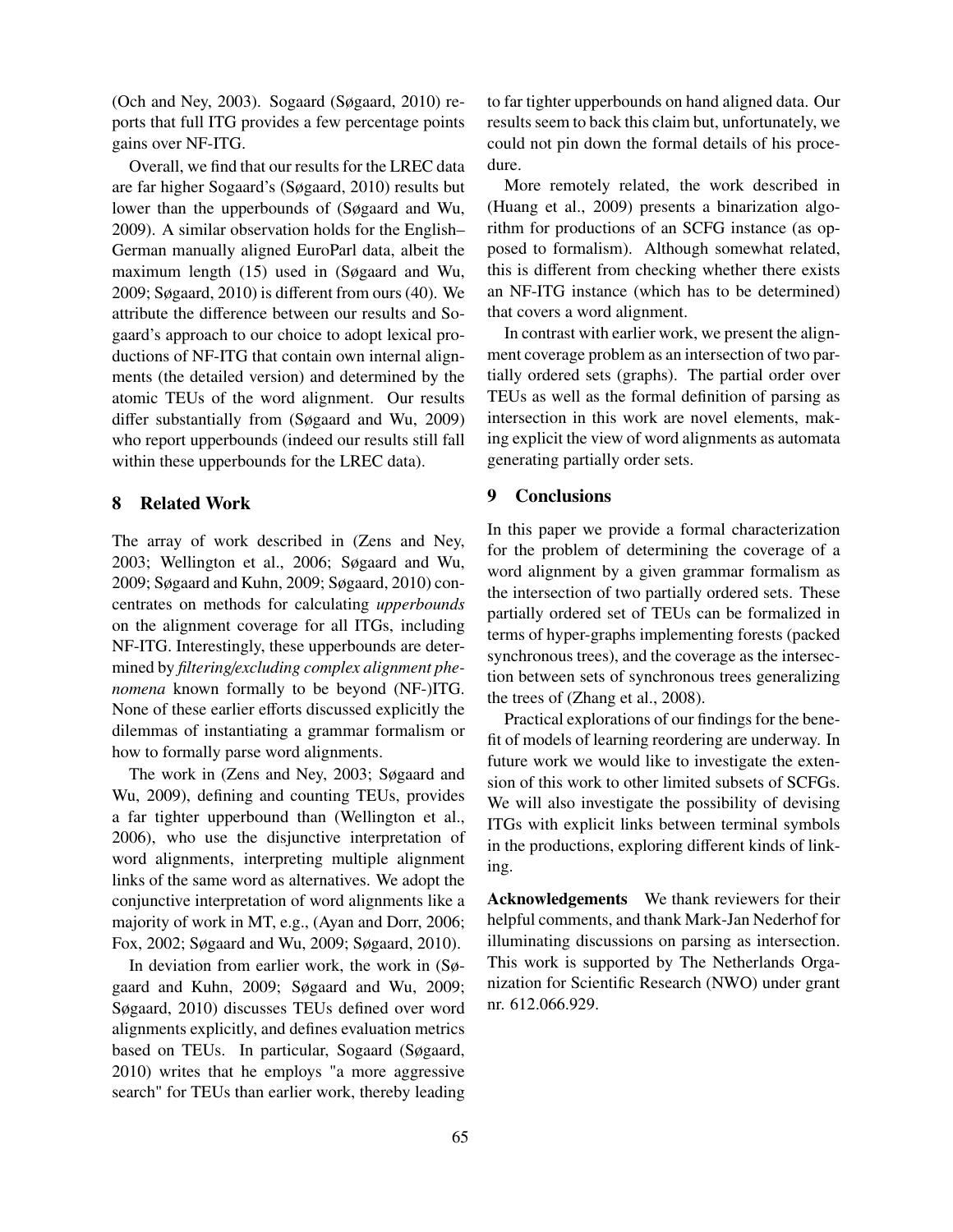(Och and Ney, 2003). Sogaard (Søgaard, 2010) reports that full ITG provides a few percentage points gains over NF-ITG.

Overall, we find that our results for the LREC data are far higher Sogaard's (Søgaard, 2010) results but lower than the upperbounds of (Søgaard and Wu, 2009). A similar observation holds for the English–German manually aligned EuroParl data, albeit the maximum length (15) used in (Søgaard and Wu, 2009; Søgaard, 2010) is different from ours (40). We attribute the difference between our results and Sogaard's approach to our choice to adopt lexical productions of NF-ITG that contain own internal alignments (the detailed version) and determined by the atomic TEUs of the word alignment. Our results differ substantially from (Søgaard and Wu, 2009) who report upperbounds (indeed our results still fall within these upperbounds for the LREC data).

## 8 Related Work

The array of work described in (Zens and Ney, 2003; Wellington et al., 2006; Søgaard and Wu, 2009; Søgaard and Kuhn, 2009; Søgaard, 2010) concentrates on methods for calculating *upperbounds* on the alignment coverage for all ITGs, including NF-ITG. Interestingly, these upperbounds are determined by *filtering/excluding complex alignment phenomena* known formally to be beyond (NF-)ITG. None of these earlier efforts discussed explicitly the dilemmas of instantiating a grammar formalism or how to formally parse word alignments.

The work in (Zens and Ney, 2003; Søgaard and Wu, 2009), defining and counting TEUs, provides a far tighter upperbound than (Wellington et al., 2006), who use the disjunctive interpretation of word alignments, interpreting multiple alignment links of the same word as alternatives. We adopt the conjunctive interpretation of word alignments like a majority of work in MT, e.g., (Ayan and Dorr, 2006; Fox, 2002; Søgaard and Wu, 2009; Søgaard, 2010).

In deviation from earlier work, the work in (Søgaard and Kuhn, 2009; Søgaard and Wu, 2009; Søgaard, 2010) discusses TEUs defined over word alignments explicitly, and defines evaluation metrics based on TEUs. In particular, Sogaard (Søgaard, 2010) writes that he employs "a more aggressive search" for TEUs than earlier work, thereby leading to far tighter upperbounds on hand aligned data. Our results seem to back this claim but, unfortunately, we could not pin down the formal details of his procedure.

More remotely related, the work described in (Huang et al., 2009) presents a binarization algorithm for productions of an SCFG instance (as opposed to formalism). Although somewhat related, this is different from checking whether there exists an NF-ITG instance (which has to be determined) that covers a word alignment.

In contrast with earlier work, we present the alignment coverage problem as an intersection of two partially ordered sets (graphs). The partial order over TEUs as well as the formal definition of parsing as intersection in this work are novel elements, making explicit the view of word alignments as automata generating partially order sets.

## 9 Conclusions

In this paper we provide a formal characterization for the problem of determining the coverage of a word alignment by a given grammar formalism as the intersection of two partially ordered sets. These partially ordered set of TEUs can be formalized in terms of hyper-graphs implementing forests (packed synchronous trees), and the coverage as the intersection between sets of synchronous trees generalizing the trees of (Zhang et al., 2008).

Practical explorations of our findings for the benefit of models of learning reordering are underway. In future work we would like to investigate the extension of this work to other limited subsets of SCFGs. We will also investigate the possibility of devising ITGs with explicit links between terminal symbols in the productions, exploring different kinds of linking.

**Acknowledgements** We thank reviewers for their helpful comments, and thank Mark-Jan Nederhof for illuminating discussions on parsing as intersection. This work is supported by The Netherlands Organization for Scientific Research (NWO) under grant nr. 612.066.929.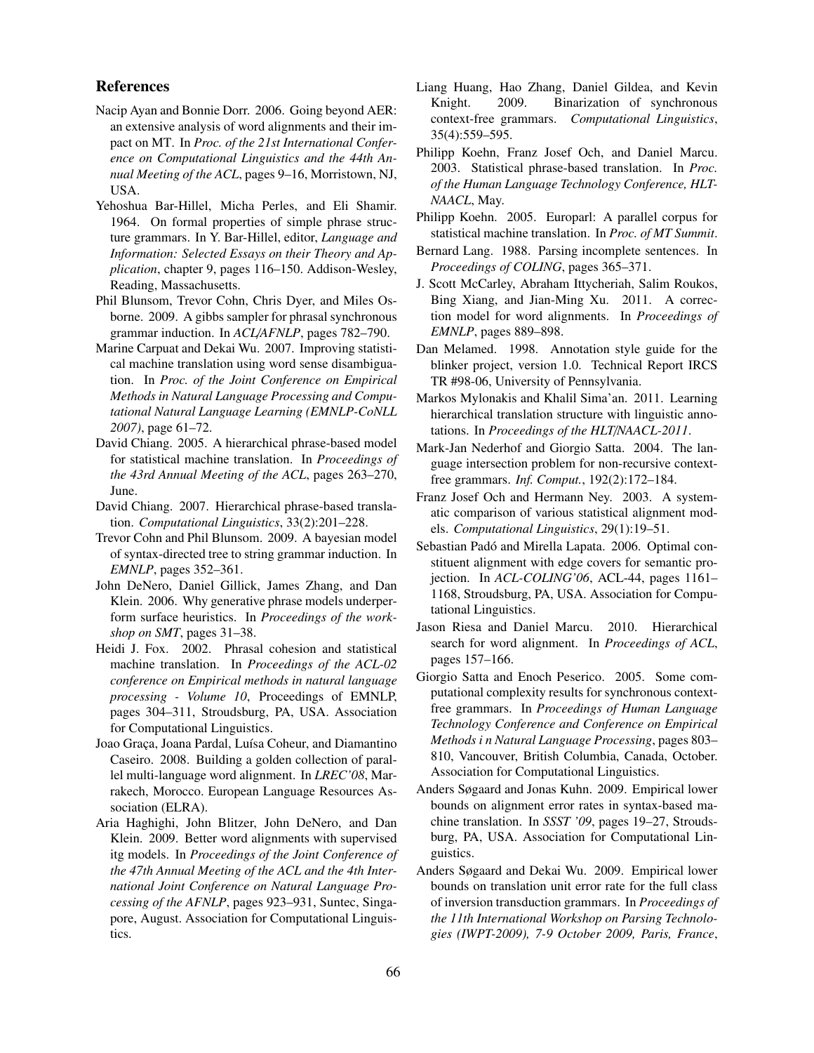## References

Nacip Ayan and Bonnie Dorr. 2006. Going beyond AER: an extensive analysis of word alignments and their impact on MT. In *Proc. of the 21st International Conference on Computational Linguistics and the 44th Annual Meeting of the ACL*, pages 9–16, Morristown, NJ, USA.

Yehoshua Bar-Hillel, Micha Perles, and Eli Shamir. 1964. On formal properties of simple phrase structure grammars. In Y. Bar-Hillel, editor, *Language and Information: Selected Essays on their Theory and Application*, chapter 9, pages 116–150. Addison-Wesley, Reading, Massachusetts.

Phil Blunsom, Trevor Cohn, Chris Dyer, and Miles Osborne. 2009. A gibbs sampler for phrasal synchronous grammar induction. In *ACL/AFNLP*, pages 782–790.

Marine Carpuat and Dekai Wu. 2007. Improving statistical machine translation using word sense disambiguation. In *Proc. of the Joint Conference on Empirical Methods in Natural Language Processing and Computational Natural Language Learning (EMNLP-CoNLL 2007)*, page 61–72.

David Chiang. 2005. A hierarchical phrase-based model for statistical machine translation. In *Proceedings of the 43rd Annual Meeting of the ACL*, pages 263–270, June.

David Chiang. 2007. Hierarchical phrase-based translation. *Computational Linguistics*, 33(2):201–228.

Trevor Cohn and Phil Blunsom. 2009. A bayesian model of syntax-directed tree to string grammar induction. In *EMNLP*, pages 352–361.

John DeNero, Daniel Gillick, James Zhang, and Dan Klein. 2006. Why generative phrase models underperform surface heuristics. In *Proceedings of the workshop on SMT*, pages 31–38.

Heidi J. Fox. 2002. Phrasal cohesion and statistical machine translation. In *Proceedings of the ACL-02 conference on Empirical methods in natural language processing - Volume 10*, Proceedings of EMNLP, pages 304–311, Stroudsburg, PA, USA. Association for Computational Linguistics.

Joao Graça, Joana Pardal, Luísa Coheur, and Diamantino Caseiro. 2008. Building a golden collection of parallel multi-language word alignment. In *LREC'08*, Marrakech, Morocco. European Language Resources Association (ELRA).

Aria Haghighi, John Blitzer, John DeNero, and Dan Klein. 2009. Better word alignments with supervised itg models. In *Proceedings of the Joint Conference of the 47th Annual Meeting of the ACL and the 4th International Joint Conference on Natural Language Processing of the AFNLP*, pages 923–931, Suntec, Singapore, August. Association for Computational Linguistics.

Liang Huang, Hao Zhang, Daniel Gildea, and Kevin Knight. 2009. Binarization of synchronous context-free grammars. *Computational Linguistics*, 35(4):559–595.

Philipp Koehn, Franz Josef Och, and Daniel Marcu. 2003. Statistical phrase-based translation. In *Proc. of the Human Language Technology Conference, HLT-NAACL*, May.

Philipp Koehn. 2005. Europarl: A parallel corpus for statistical machine translation. In *Proc. of MT Summit*.

Bernard Lang. 1988. Parsing incomplete sentences. In *Proceedings of COLING*, pages 365–371.

J. Scott McCarley, Abraham Ittycheriah, Salim Roukos, Bing Xiang, and Jian-Ming Xu. 2011. A correction model for word alignments. In *Proceedings of EMNLP*, pages 889–898.

Dan Melamed. 1998. Annotation style guide for the blinker project, version 1.0. Technical Report IRCS TR #98-06, University of Pennsylvania.

Markos Mylonakis and Khalil Sima'an. 2011. Learning hierarchical translation structure with linguistic annotations. In *Proceedings of the HLT/NAACL-2011*.

Mark-Jan Nederhof and Giorgio Satta. 2004. The language intersection problem for non-recursive context-free grammars. *Inf. Comput.*, 192(2):172–184.

Franz Josef Och and Hermann Ney. 2003. A systematic comparison of various statistical alignment models. *Computational Linguistics*, 29(1):19–51.

Sebastian Padó and Mirella Lapata. 2006. Optimal constituent alignment with edge covers for semantic projection. In *ACL-COLING'06*, ACL-44, pages 1161–1168, Stroudsburg, PA, USA. Association for Computational Linguistics.

Jason Riesa and Daniel Marcu. 2010. Hierarchical search for word alignment. In *Proceedings of ACL*, pages 157–166.

Giorgio Satta and Enoch Peserico. 2005. Some computational complexity results for synchronous context-free grammars. In *Proceedings of Human Language Technology Conference and Conference on Empirical Methods i n Natural Language Processing*, pages 803–810, Vancouver, British Columbia, Canada, October. Association for Computational Linguistics.

Anders Søgaard and Jonas Kuhn. 2009. Empirical lower bounds on alignment error rates in syntax-based machine translation. In *SSST '09*, pages 19–27, Stroudsburg, PA, USA. Association for Computational Linguistics.

Anders Søgaard and Dekai Wu. 2009. Empirical lower bounds on translation unit error rate for the full class of inversion transduction grammars. In *Proceedings of the 11th International Workshop on Parsing Technologies (IWPT-2009), 7-9 October 2009, Paris, France*,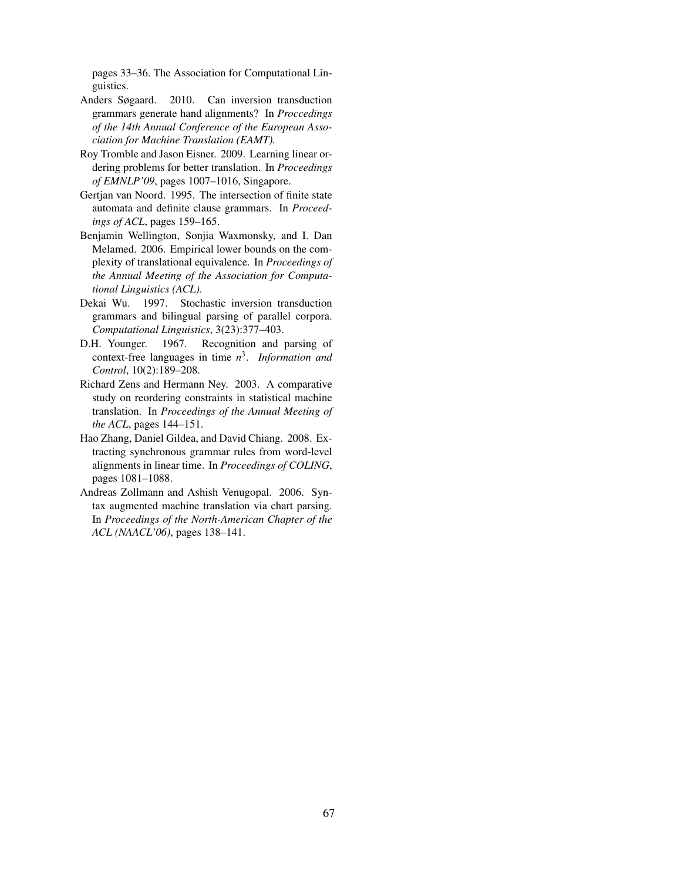pages 33–36. The Association for Computational Linguistics.

Anders Søgaard. 2010. Can inversion transduction grammars generate hand alignments? In *Proccedings of the 14th Annual Conference of the European Association for Machine Translation (EAMT)*.

Roy Tromble and Jason Eisner. 2009. Learning linear ordering problems for better translation. In *Proceedings of EMNLP'09*, pages 1007–1016, Singapore.

Gertjan van Noord. 1995. The intersection of finite state automata and definite clause grammars. In *Proceedings of ACL*, pages 159–165.

Benjamin Wellington, Sonjia Waxmonsky, and I. Dan Melamed. 2006. Empirical lower bounds on the complexity of translational equivalence. In *Proceedings of the Annual Meeting of the Association for Computational Linguistics (ACL)*.

Dekai Wu. 1997. Stochastic inversion transduction grammars and bilingual parsing of parallel corpora. *Computational Linguistics*, 3(23):377–403.

D.H. Younger. 1967. Recognition and parsing of context-free languages in time $n^3$. *Information and Control*, 10(2):189–208.

Richard Zens and Hermann Ney. 2003. A comparative study on reordering constraints in statistical machine translation. In *Proceedings of the Annual Meeting of the ACL*, pages 144–151.

Hao Zhang, Daniel Gildea, and David Chiang. 2008. Extracting synchronous grammar rules from word-level alignments in linear time. In *Proceedings of COLING*, pages 1081–1088.

Andreas Zollmann and Ashish Venugopal. 2006. Syntax augmented machine translation via chart parsing. In *Proceedings of the North-American Chapter of the ACL (NAACL'06)*, pages 138–141.